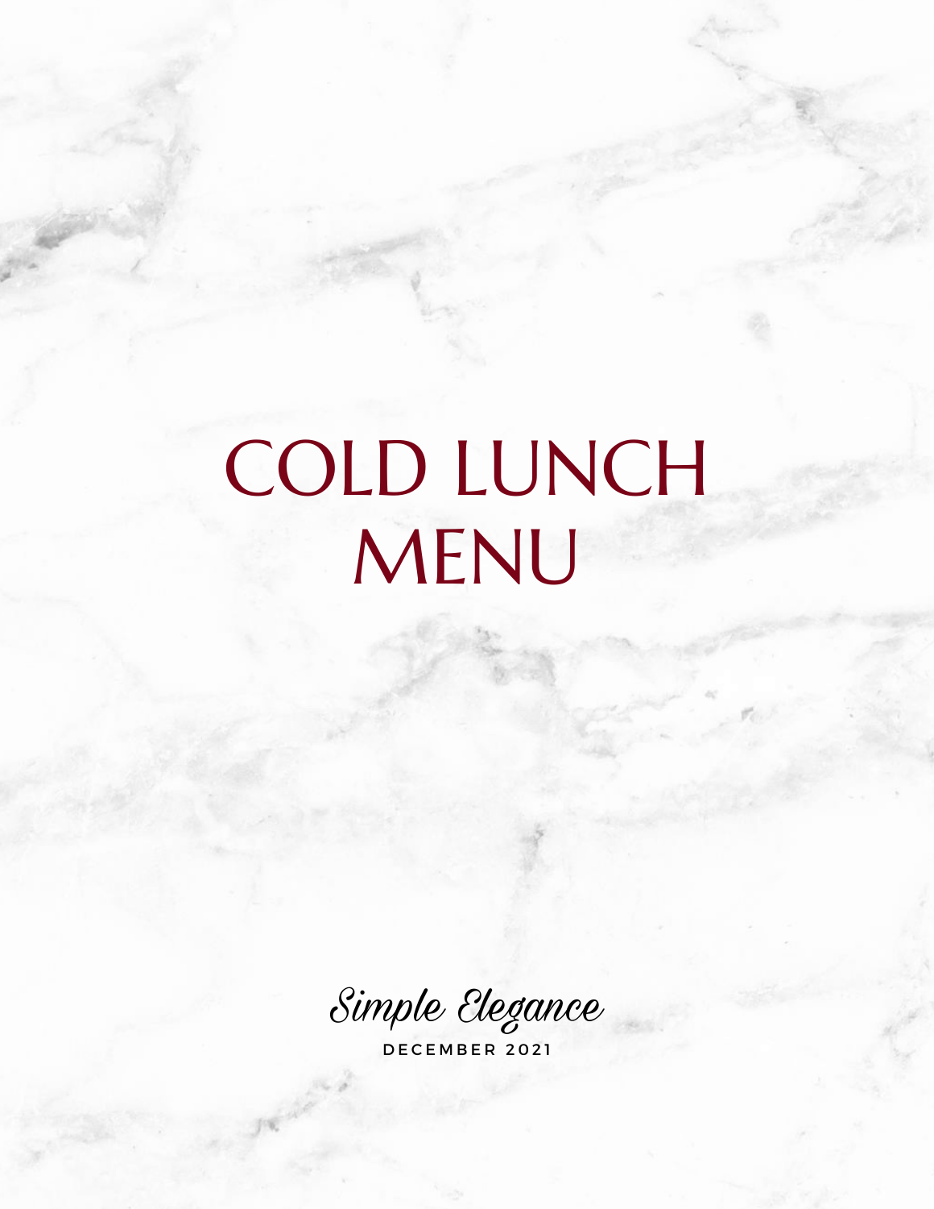# COLD LUNCH MENU

*Simple Elegance*

DECEMBER 2021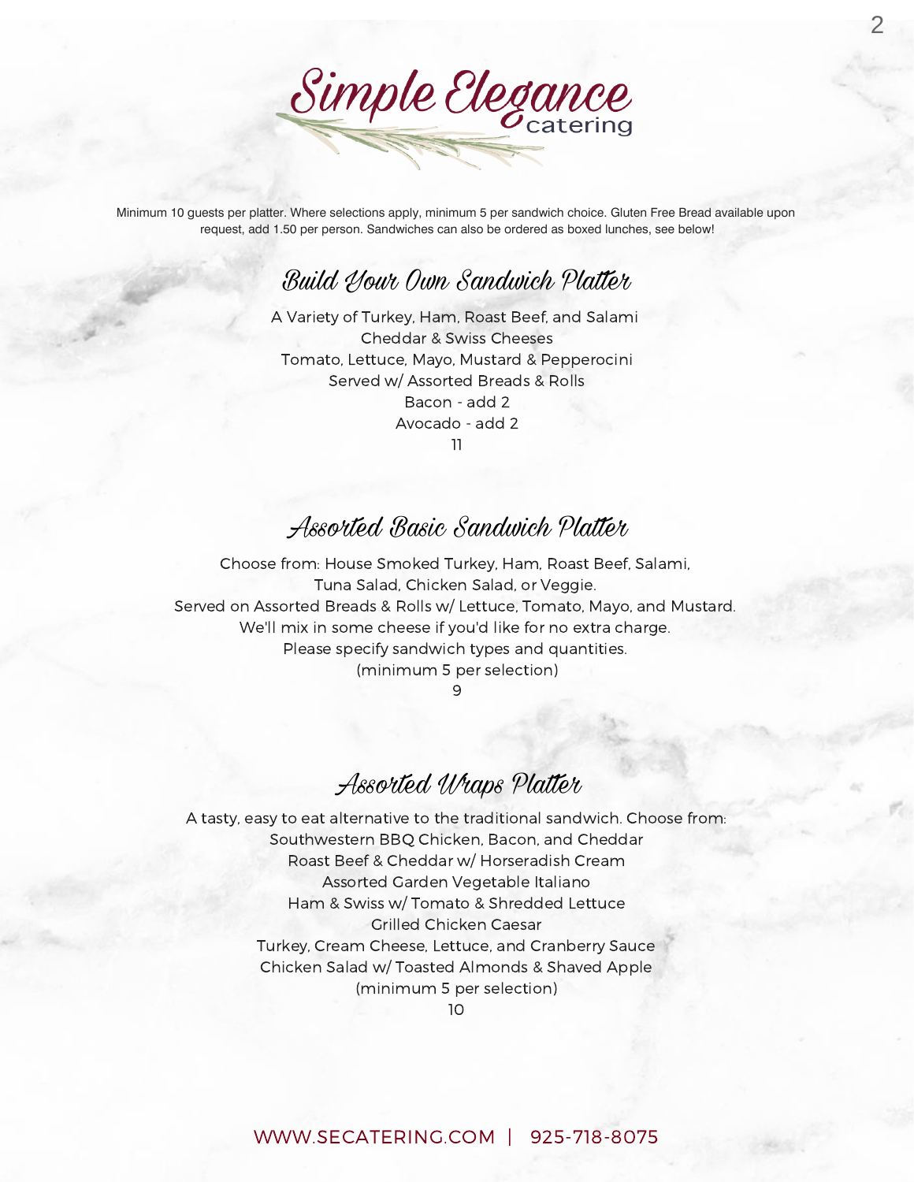# Simple Elegance catering

Minimum 10 guests per platter. Where selections apply, minimum 5 per sandwich choice. Gluten Free Bread available upon request, add 1.50 per person. Sandwiches can also be ordered as boxed lunches, see below!

## Build Your Own Sandwich Platter

A Variety of Turkey, Ham, Roast Beef, and Salami
Cheddar & Swiss Cheeses
Tomato, Lettuce, Mayo, Mustard & Pepperocini
Served w/ Assorted Breads & Rolls
Bacon - add 2
Avocado - add 2
11

## Assorted Basic Sandwich Platter

Choose from: House Smoked Turkey, Ham, Roast Beef, Salami,
Tuna Salad, Chicken Salad, or Veggie.
Served on Assorted Breads & Rolls w/ Lettuce, Tomato, Mayo, and Mustard.
We'll mix in some cheese if you'd like for no extra charge.
Please specify sandwich types and quantities.
(minimum 5 per selection)
9

## Assorted Wraps Platter

A tasty, easy to eat alternative to the traditional sandwich. Choose from:
Southwestern BBQ Chicken, Bacon, and Cheddar
Roast Beef & Cheddar w/ Horseradish Cream
Assorted Garden Vegetable Italiano
Ham & Swiss w/ Tomato & Shredded Lettuce
Grilled Chicken Caesar
Turkey, Cream Cheese, Lettuce, and Cranberry Sauce
Chicken Salad w/ Toasted Almonds & Shaved Apple
(minimum 5 per selection)
10

WWW.SECATERING.COM | 925-718-8075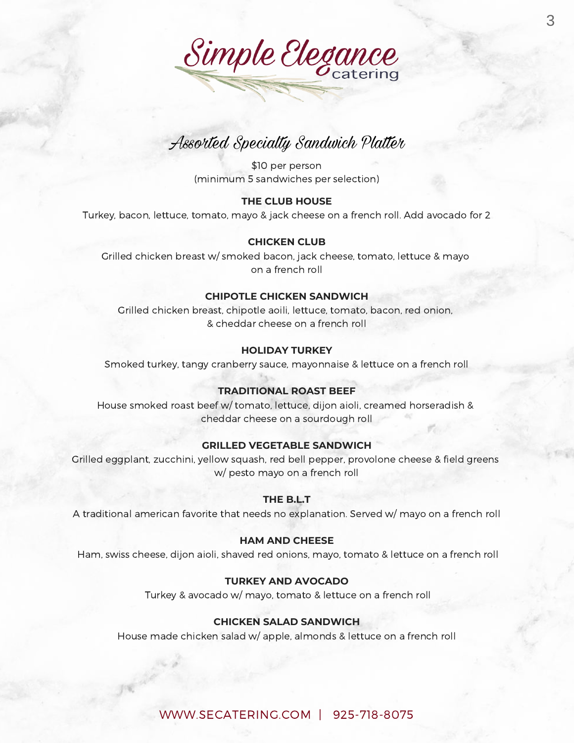# Simple Elegance catering

## Assorted Specialty Sandwich Platter

$10 per person
(minimum 5 sandwiches per selection)

**THE CLUB HOUSE**

Turkey, bacon, lettuce, tomato, mayo & jack cheese on a french roll. Add avocado for 2

**CHICKEN CLUB**

Grilled chicken breast w/ smoked bacon, jack cheese, tomato, lettuce & mayo on a french roll

**CHIPOTLE CHICKEN SANDWICH**

Grilled chicken breast, chipotle aoili, lettuce, tomato, bacon, red onion, & cheddar cheese on a french roll

**HOLIDAY TURKEY**

Smoked turkey, tangy cranberry sauce, mayonnaise & lettuce on a french roll

**TRADITIONAL ROAST BEEF**

House smoked roast beef w/ tomato, lettuce, dijon aioli, creamed horseradish & cheddar cheese on a sourdough roll

**GRILLED VEGETABLE SANDWICH**

Grilled eggplant, zucchini, yellow squash, red bell pepper, provolone cheese & field greens w/ pesto mayo on a french roll

**THE B.L.T**

A traditional american favorite that needs no explanation. Served w/ mayo on a french roll

**HAM AND CHEESE**

Ham, swiss cheese, dijon aioli, shaved red onions, mayo, tomato & lettuce on a french roll

**TURKEY AND AVOCADO**

Turkey & avocado w/ mayo, tomato & lettuce on a french roll

**CHICKEN SALAD SANDWICH**

House made chicken salad w/ apple, almonds & lettuce on a french roll

WWW.SECATERING.COM | 925-718-8075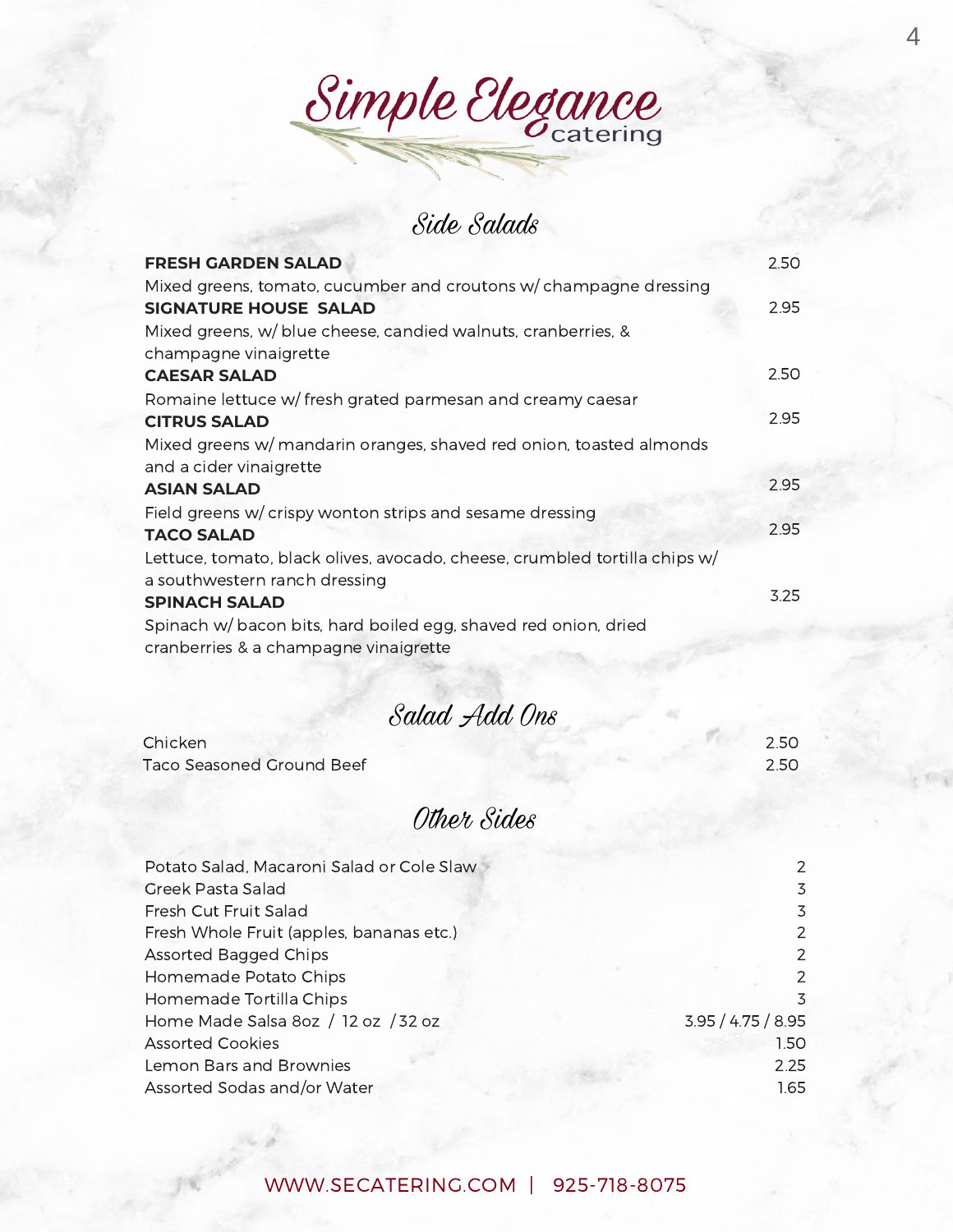# Simple Elegance catering

## Side Salads

| Item | Price |
|---|---|
| **FRESH GARDEN SALAD**<br>Mixed greens, tomato, cucumber and croutons w/ champagne dressing | 2.50 |
| **SIGNATURE HOUSE SALAD**<br>Mixed greens, w/ blue cheese, candied walnuts, cranberries, & champagne vinaigrette | 2.95 |
| **CAESAR SALAD**<br>Romaine lettuce w/ fresh grated parmesan and creamy caesar | 2.50 |
| **CITRUS SALAD**<br>Mixed greens w/ mandarin oranges, shaved red onion, toasted almonds and a cider vinaigrette | 2.95 |
| **ASIAN SALAD**<br>Field greens w/ crispy wonton strips and sesame dressing | 2.95 |
| **TACO SALAD**<br>Lettuce, tomato, black olives, avocado, cheese, crumbled tortilla chips w/ a southwestern ranch dressing | 2.95 |
| **SPINACH SALAD**<br>Spinach w/ bacon bits, hard boiled egg, shaved red onion, dried cranberries & a champagne vinaigrette | 3.25 |

## Salad Add Ons

| Item | Price |
|---|---|
| Chicken | 2.50 |
| Taco Seasoned Ground Beef | 2.50 |

## Other Sides

| Item | Price |
|---|---|
| Potato Salad, Macaroni Salad or Cole Slaw | 2 |
| Greek Pasta Salad | 3 |
| Fresh Cut Fruit Salad | 3 |
| Fresh Whole Fruit (apples, bananas etc.) | 2 |
| Assorted Bagged Chips | 2 |
| Homemade Potato Chips | 2 |
| Homemade Tortilla Chips | 3 |
| Home Made Salsa 8oz / 12 oz / 32 oz | 3.95 / 4.75 / 8.95 |
| Assorted Cookies | 1.50 |
| Lemon Bars and Brownies | 2.25 |
| Assorted Sodas and/or Water | 1.65 |

WWW.SECATERING.COM | 925-718-8075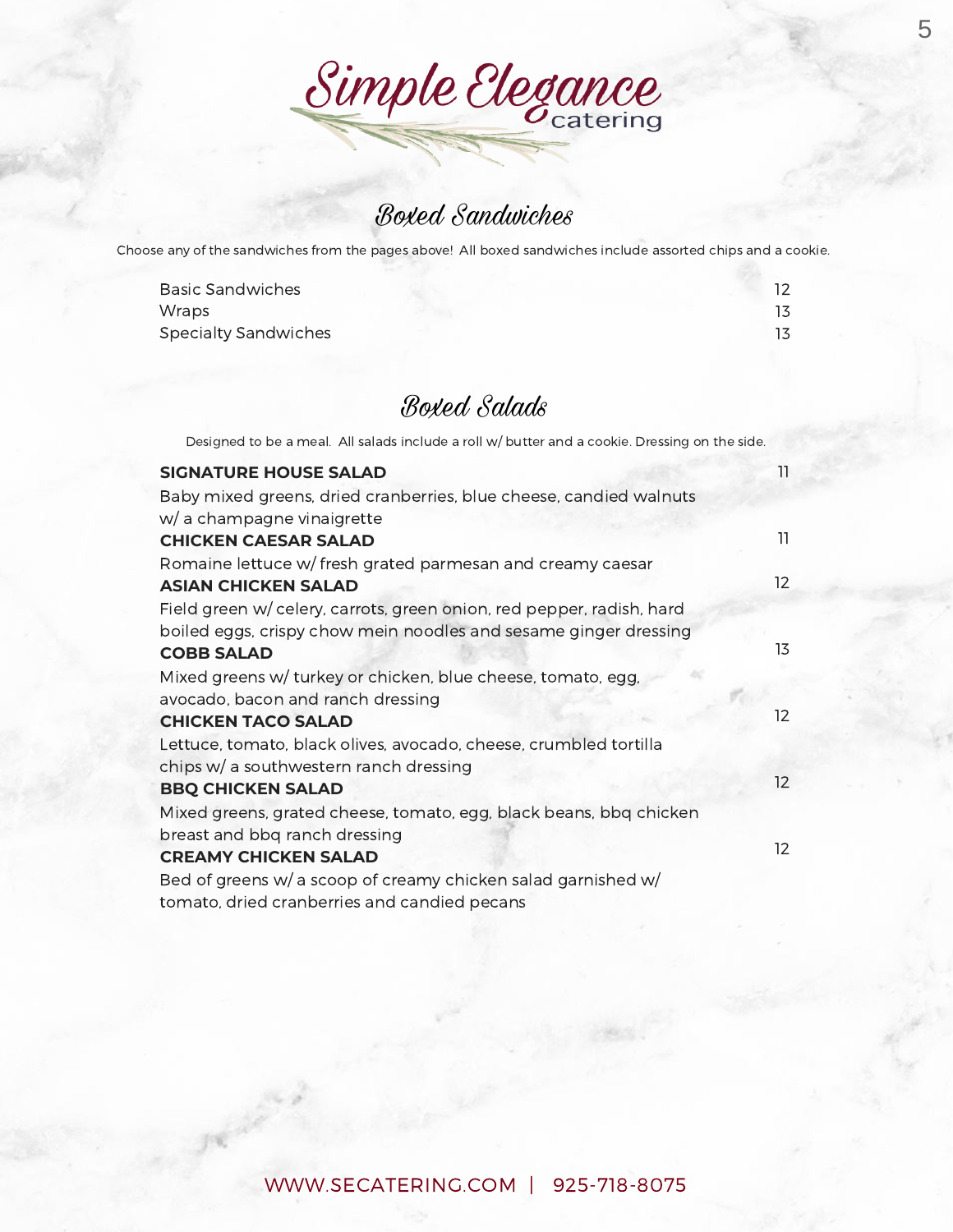# Simple Elegance catering

## Boxed Sandwiches

Choose any of the sandwiches from the pages above! All boxed sandwiches include assorted chips and a cookie.

| | |
|---|---|
| Basic Sandwiches | 12 |
| Wraps | 13 |
| Specialty Sandwiches | 13 |

## Boxed Salads

Designed to be a meal. All salads include a roll w/ butter and a cookie. Dressing on the side.

**SIGNATURE HOUSE SALAD** 11
Baby mixed greens, dried cranberries, blue cheese, candied walnuts w/ a champagne vinaigrette

**CHICKEN CAESAR SALAD** 11
Romaine lettuce w/ fresh grated parmesan and creamy caesar

**ASIAN CHICKEN SALAD** 12
Field green w/ celery, carrots, green onion, red pepper, radish, hard boiled eggs, crispy chow mein noodles and sesame ginger dressing

**COBB SALAD** 13
Mixed greens w/ turkey or chicken, blue cheese, tomato, egg, avocado, bacon and ranch dressing

**CHICKEN TACO SALAD** 12
Lettuce, tomato, black olives, avocado, cheese, crumbled tortilla chips w/ a southwestern ranch dressing

**BBQ CHICKEN SALAD** 12
Mixed greens, grated cheese, tomato, egg, black beans, bbq chicken breast and bbq ranch dressing

**CREAMY CHICKEN SALAD** 12
Bed of greens w/ a scoop of creamy chicken salad garnished w/ tomato, dried cranberries and candied pecans

WWW.SECATERING.COM | 925-718-8075